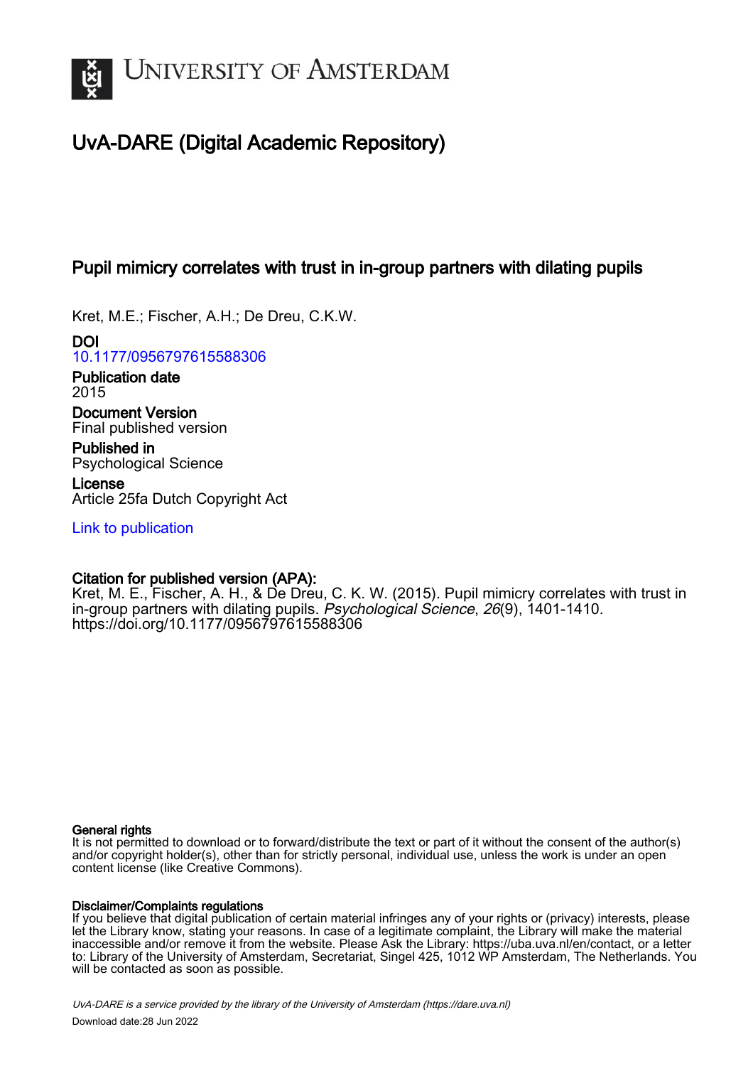# University of Amsterdam

## UvA-DARE (Digital Academic Repository)

### Pupil mimicry correlates with trust in in-group partners with dilating pupils

Kret, M.E.; Fischer, A.H.; De Dreu, C.K.W.

**DOI**
10.1177/0956797615588306

**Publication date**
2015

**Document Version**
Final published version

**Published in**
Psychological Science

**License**
Article 25fa Dutch Copyright Act

Link to publication

**Citation for published version (APA):**
Kret, M. E., Fischer, A. H., & De Dreu, C. K. W. (2015). Pupil mimicry correlates with trust in in-group partners with dilating pupils. *Psychological Science*, *26*(9), 1401-1410. https://doi.org/10.1177/0956797615588306

**General rights**
It is not permitted to download or to forward/distribute the text or part of it without the consent of the author(s) and/or copyright holder(s), other than for strictly personal, individual use, unless the work is under an open content license (like Creative Commons).

**Disclaimer/Complaints regulations**
If you believe that digital publication of certain material infringes any of your rights or (privacy) interests, please let the Library know, stating your reasons. In case of a legitimate complaint, the Library will make the material inaccessible and/or remove it from the website. Please Ask the Library: https://uba.uva.nl/en/contact, or a letter to: Library of the University of Amsterdam, Secretariat, Singel 425, 1012 WP Amsterdam, The Netherlands. You will be contacted as soon as possible.

*UvA-DARE is a service provided by the library of the University of Amsterdam (https://dare.uva.nl)*

Download date:28 Jun 2022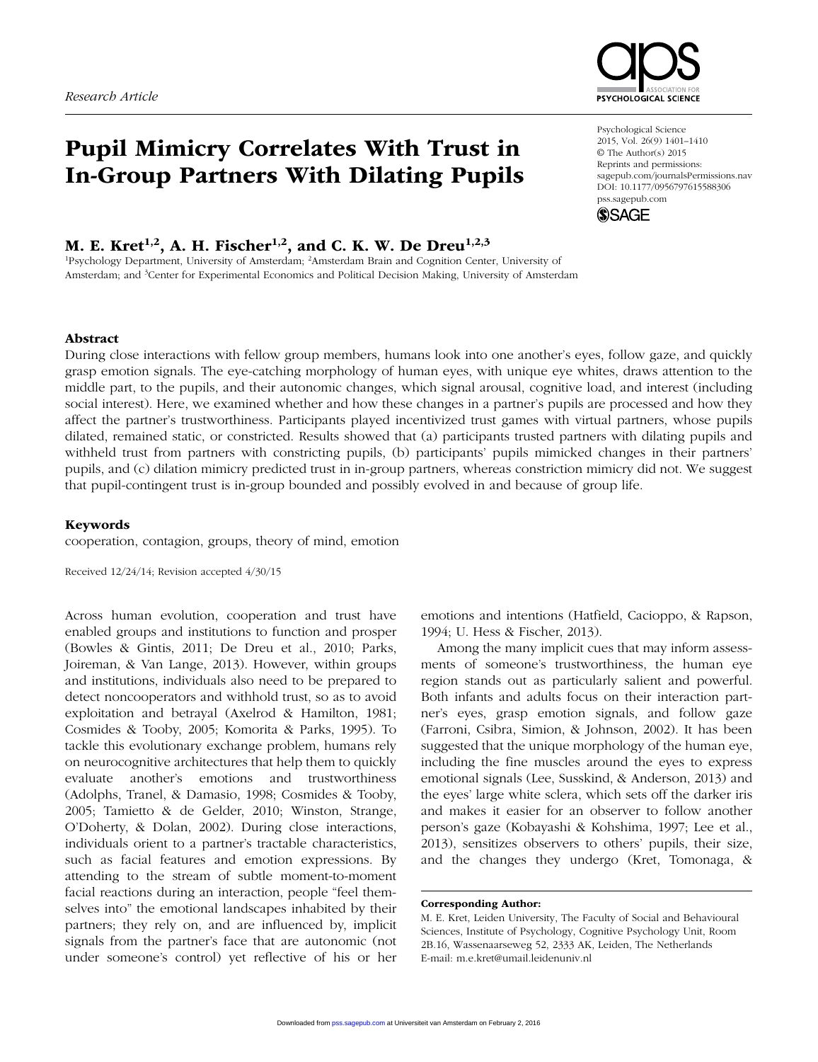Research Article

# Pupil Mimicry Correlates With Trust in In-Group Partners With Dilating Pupils

**M. E. Kret[1,2], A. H. Fischer[1,2], and C. K. W. De Dreu[1,2,3]**

[1]Psychology Department, University of Amsterdam; [2]Amsterdam Brain and Cognition Center, University of Amsterdam; and [3]Center for Experimental Economics and Political Decision Making, University of Amsterdam

Psychological Science
2015, Vol. 26(9) 1401–1410
© The Author(s) 2015
Reprints and permissions:
sagepub.com/journalsPermissions.nav
DOI: 10.1177/0956797615588306
pss.sagepub.com

## Abstract

During close interactions with fellow group members, humans look into one another's eyes, follow gaze, and quickly grasp emotion signals. The eye-catching morphology of human eyes, with unique eye whites, draws attention to the middle part, to the pupils, and their autonomic changes, which signal arousal, cognitive load, and interest (including social interest). Here, we examined whether and how these changes in a partner's pupils are processed and how they affect the partner's trustworthiness. Participants played incentivized trust games with virtual partners, whose pupils dilated, remained static, or constricted. Results showed that (a) participants trusted partners with dilating pupils and withheld trust from partners with constricting pupils, (b) participants' pupils mimicked changes in their partners' pupils, and (c) dilation mimicry predicted trust in in-group partners, whereas constriction mimicry did not. We suggest that pupil-contingent trust is in-group bounded and possibly evolved in and because of group life.

## Keywords

cooperation, contagion, groups, theory of mind, emotion

Received 12/24/14; Revision accepted 4/30/15

Across human evolution, cooperation and trust have enabled groups and institutions to function and prosper (Bowles & Gintis, 2011; De Dreu et al., 2010; Parks, Joireman, & Van Lange, 2013). However, within groups and institutions, individuals also need to be prepared to detect noncooperators and withhold trust, so as to avoid exploitation and betrayal (Axelrod & Hamilton, 1981; Cosmides & Tooby, 2005; Komorita & Parks, 1995). To tackle this evolutionary exchange problem, humans rely on neurocognitive architectures that help them to quickly evaluate another's emotions and trustworthiness (Adolphs, Tranel, & Damasio, 1998; Cosmides & Tooby, 2005; Tamietto & de Gelder, 2010; Winston, Strange, O'Doherty, & Dolan, 2002). During close interactions, individuals orient to a partner's tractable characteristics, such as facial features and emotion expressions. By attending to the stream of subtle moment-to-moment facial reactions during an interaction, people "feel themselves into" the emotional landscapes inhabited by their partners; they rely on, and are influenced by, implicit signals from the partner's face that are autonomic (not under someone's control) yet reflective of his or her emotions and intentions (Hatfield, Cacioppo, & Rapson, 1994; U. Hess & Fischer, 2013).

Among the many implicit cues that may inform assessments of someone's trustworthiness, the human eye region stands out as particularly salient and powerful. Both infants and adults focus on their interaction partner's eyes, grasp emotion signals, and follow gaze (Farroni, Csibra, Simion, & Johnson, 2002). It has been suggested that the unique morphology of the human eye, including the fine muscles around the eyes to express emotional signals (Lee, Susskind, & Anderson, 2013) and the eyes' large white sclera, which sets off the darker iris and makes it easier for an observer to follow another person's gaze (Kobayashi & Kohshima, 1997; Lee et al., 2013), sensitizes observers to others' pupils, their size, and the changes they undergo (Kret, Tomonaga, &

**Corresponding Author:**
M. E. Kret, Leiden University, The Faculty of Social and Behavioural Sciences, Institute of Psychology, Cognitive Psychology Unit, Room 2B.16, Wassenaarseweg 52, 2333 AK, Leiden, The Netherlands
E-mail: m.e.kret@umail.leidenuniv.nl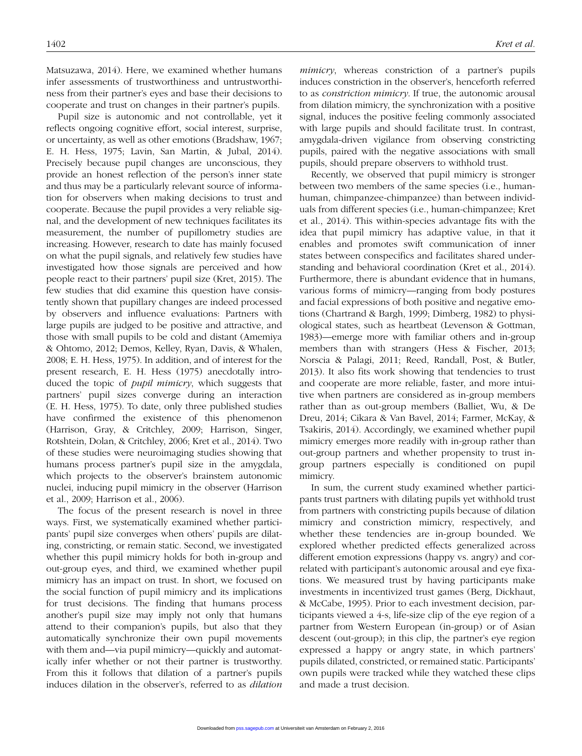Matsuzawa, 2014). Here, we examined whether humans infer assessments of trustworthiness and untrustworthiness from their partner's eyes and base their decisions to cooperate and trust on changes in their partner's pupils.

Pupil size is autonomic and not controllable, yet it reflects ongoing cognitive effort, social interest, surprise, or uncertainty, as well as other emotions (Bradshaw, 1967; E. H. Hess, 1975; Lavin, San Martin, & Jubal, 2014). Precisely because pupil changes are unconscious, they provide an honest reflection of the person's inner state and thus may be a particularly relevant source of information for observers when making decisions to trust and cooperate. Because the pupil provides a very reliable signal, and the development of new techniques facilitates its measurement, the number of pupillometry studies are increasing. However, research to date has mainly focused on what the pupil signals, and relatively few studies have investigated how those signals are perceived and how people react to their partners' pupil size (Kret, 2015). The few studies that did examine this question have consistently shown that pupillary changes are indeed processed by observers and influence evaluations: Partners with large pupils are judged to be positive and attractive, and those with small pupils to be cold and distant (Amemiya & Ohtomo, 2012; Demos, Kelley, Ryan, Davis, & Whalen, 2008; E. H. Hess, 1975). In addition, and of interest for the present research, E. H. Hess (1975) anecdotally introduced the topic of *pupil mimicry*, which suggests that partners' pupil sizes converge during an interaction (E. H. Hess, 1975). To date, only three published studies have confirmed the existence of this phenomenon (Harrison, Gray, & Critchley, 2009; Harrison, Singer, Rotshtein, Dolan, & Critchley, 2006; Kret et al., 2014). Two of these studies were neuroimaging studies showing that humans process partner's pupil size in the amygdala, which projects to the observer's brainstem autonomic nuclei, inducing pupil mimicry in the observer (Harrison et al., 2009; Harrison et al., 2006).

The focus of the present research is novel in three ways. First, we systematically examined whether participants' pupil size converges when others' pupils are dilating, constricting, or remain static. Second, we investigated whether this pupil mimicry holds for both in-group and out-group eyes, and third, we examined whether pupil mimicry has an impact on trust. In short, we focused on the social function of pupil mimicry and its implications for trust decisions. The finding that humans process another's pupil size may imply not only that humans attend to their companion's pupils, but also that they automatically synchronize their own pupil movements with them and—via pupil mimicry—quickly and automatically infer whether or not their partner is trustworthy. From this it follows that dilation of a partner's pupils induces dilation in the observer's, referred to as *dilation mimicry*, whereas constriction of a partner's pupils induces constriction in the observer's, henceforth referred to as *constriction mimicry*. If true, the autonomic arousal from dilation mimicry, the synchronization with a positive signal, induces the positive feeling commonly associated with large pupils and should facilitate trust. In contrast, amygdala-driven vigilance from observing constricting pupils, paired with the negative associations with small pupils, should prepare observers to withhold trust.

Recently, we observed that pupil mimicry is stronger between two members of the same species (i.e., human-human, chimpanzee-chimpanzee) than between individuals from different species (i.e., human-chimpanzee; Kret et al., 2014). This within-species advantage fits with the idea that pupil mimicry has adaptive value, in that it enables and promotes swift communication of inner states between conspecifics and facilitates shared understanding and behavioral coordination (Kret et al., 2014). Furthermore, there is abundant evidence that in humans, various forms of mimicry—ranging from body postures and facial expressions of both positive and negative emotions (Chartrand & Bargh, 1999; Dimberg, 1982) to physiological states, such as heartbeat (Levenson & Gottman, 1983)—emerge more with familiar others and in-group members than with strangers (Hess & Fischer, 2013; Norscia & Palagi, 2011; Reed, Randall, Post, & Butler, 2013). It also fits work showing that tendencies to trust and cooperate are more reliable, faster, and more intuitive when partners are considered as in-group members rather than as out-group members (Balliet, Wu, & De Dreu, 2014; Cikara & Van Bavel, 2014; Farmer, McKay, & Tsakiris, 2014). Accordingly, we examined whether pupil mimicry emerges more readily with in-group rather than out-group partners and whether propensity to trust in-group partners especially is conditioned on pupil mimicry.

In sum, the current study examined whether participants trust partners with dilating pupils yet withhold trust from partners with constricting pupils because of dilation mimicry and constriction mimicry, respectively, and whether these tendencies are in-group bounded. We explored whether predicted effects generalized across different emotion expressions (happy vs. angry) and correlated with participant's autonomic arousal and eye fixations. We measured trust by having participants make investments in incentivized trust games (Berg, Dickhaut, & McCabe, 1995). Prior to each investment decision, participants viewed a 4-s, life-size clip of the eye region of a partner from Western European (in-group) or of Asian descent (out-group); in this clip, the partner's eye region expressed a happy or angry state, in which partners' pupils dilated, constricted, or remained static. Participants' own pupils were tracked while they watched these clips and made a trust decision.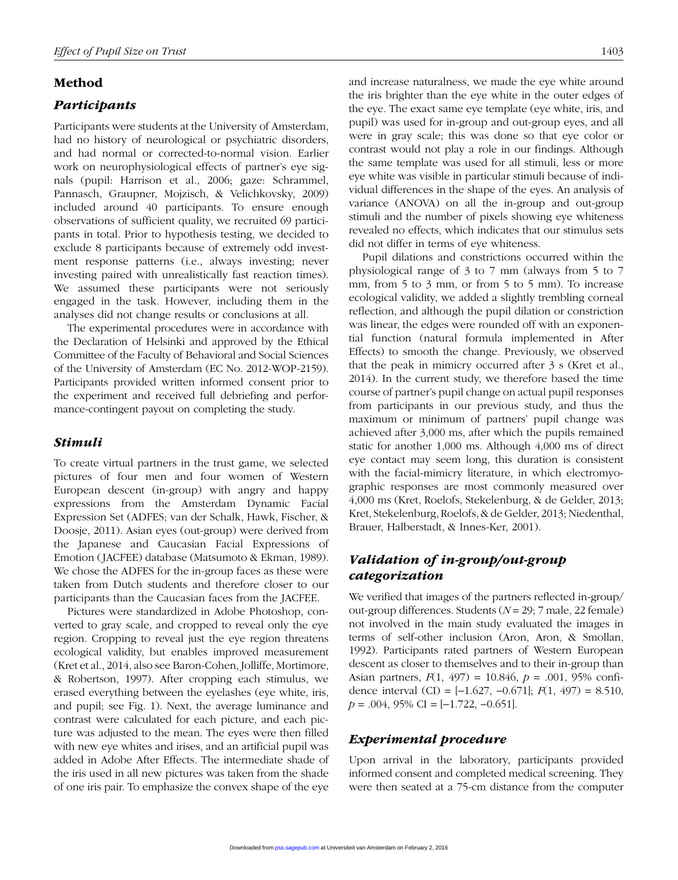## Method

### *Participants*

Participants were students at the University of Amsterdam, had no history of neurological or psychiatric disorders, and had normal or corrected-to-normal vision. Earlier work on neurophysiological effects of partner's eye signals (pupil: Harrison et al., 2006; gaze: Schrammel, Pannasch, Graupner, Mojzisch, & Velichkovsky, 2009) included around 40 participants. To ensure enough observations of sufficient quality, we recruited 69 participants in total. Prior to hypothesis testing, we decided to exclude 8 participants because of extremely odd investment response patterns (i.e., always investing; never investing paired with unrealistically fast reaction times). We assumed these participants were not seriously engaged in the task. However, including them in the analyses did not change results or conclusions at all.

The experimental procedures were in accordance with the Declaration of Helsinki and approved by the Ethical Committee of the Faculty of Behavioral and Social Sciences of the University of Amsterdam (EC No. 2012-WOP-2159). Participants provided written informed consent prior to the experiment and received full debriefing and performance-contingent payout on completing the study.

### *Stimuli*

To create virtual partners in the trust game, we selected pictures of four men and four women of Western European descent (in-group) with angry and happy expressions from the Amsterdam Dynamic Facial Expression Set (ADFES; van der Schalk, Hawk, Fischer, & Doosje, 2011). Asian eyes (out-group) were derived from the Japanese and Caucasian Facial Expressions of Emotion (JACFEE) database (Matsumoto & Ekman, 1989). We chose the ADFES for the in-group faces as these were taken from Dutch students and therefore closer to our participants than the Caucasian faces from the JACFEE.

Pictures were standardized in Adobe Photoshop, converted to gray scale, and cropped to reveal only the eye region. Cropping to reveal just the eye region threatens ecological validity, but enables improved measurement (Kret et al., 2014, also see Baron-Cohen, Jolliffe, Mortimore, & Robertson, 1997). After cropping each stimulus, we erased everything between the eyelashes (eye white, iris, and pupil; see Fig. 1). Next, the average luminance and contrast were calculated for each picture, and each picture was adjusted to the mean. The eyes were then filled with new eye whites and irises, and an artificial pupil was added in Adobe After Effects. The intermediate shade of the iris used in all new pictures was taken from the shade of one iris pair. To emphasize the convex shape of the eye and increase naturalness, we made the eye white around the iris brighter than the eye white in the outer edges of the eye. The exact same eye template (eye white, iris, and pupil) was used for in-group and out-group eyes, and all were in gray scale; this was done so that eye color or contrast would not play a role in our findings. Although the same template was used for all stimuli, less or more eye white was visible in particular stimuli because of individual differences in the shape of the eyes. An analysis of variance (ANOVA) on all the in-group and out-group stimuli and the number of pixels showing eye whiteness revealed no effects, which indicates that our stimulus sets did not differ in terms of eye whiteness.

Pupil dilations and constrictions occurred within the physiological range of 3 to 7 mm (always from 5 to 7 mm, from 5 to 3 mm, or from 5 to 5 mm). To increase ecological validity, we added a slightly trembling corneal reflection, and although the pupil dilation or constriction was linear, the edges were rounded off with an exponential function (natural formula implemented in After Effects) to smooth the change. Previously, we observed that the peak in mimicry occurred after 3 s (Kret et al., 2014). In the current study, we therefore based the time course of partner's pupil change on actual pupil responses from participants in our previous study, and thus the maximum or minimum of partners' pupil change was achieved after 3,000 ms, after which the pupils remained static for another 1,000 ms. Although 4,000 ms of direct eye contact may seem long, this duration is consistent with the facial-mimicry literature, in which electromyographic responses are most commonly measured over 4,000 ms (Kret, Roelofs, Stekelenburg, & de Gelder, 2013; Kret, Stekelenburg, Roelofs, & de Gelder, 2013; Niedenthal, Brauer, Halberstadt, & Innes-Ker, 2001).

### *Validation of in-group/out-group categorization*

We verified that images of the partners reflected in-group/out-group differences. Students ($N = 29$; 7 male, 22 female) not involved in the main study evaluated the images in terms of self-other inclusion (Aron, Aron, & Smollan, 1992). Participants rated partners of Western European descent as closer to themselves and to their in-group than Asian partners, $F(1, 497) = 10.846$, $p = .001$, 95% confidence interval (CI) = [−1.627, −0.671]; $F(1, 497) = 8.510$, $p = .004$, 95% CI = [−1.722, −0.651].

### *Experimental procedure*

Upon arrival in the laboratory, participants provided informed consent and completed medical screening. They were then seated at a 75-cm distance from the computer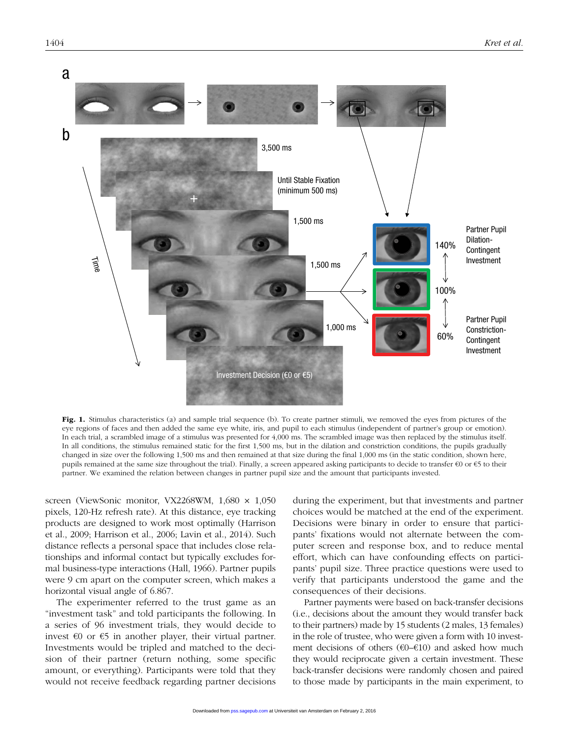**Fig. 1.** Stimulus characteristics (a) and sample trial sequence (b). To create partner stimuli, we removed the eyes from pictures of the eye regions of faces and then added the same eye white, iris, and pupil to each stimulus (independent of partner's group or emotion). In each trial, a scrambled image of a stimulus was presented for 4,000 ms. The scrambled image was then replaced by the stimulus itself. In all conditions, the stimulus remained static for the first 1,500 ms, but in the dilation and constriction conditions, the pupils gradually changed in size over the following 1,500 ms and then remained at that size during the final 1,000 ms (in the static condition, shown here, pupils remained at the same size throughout the trial). Finally, a screen appeared asking participants to decide to transfer €0 or €5 to their partner. We examined the relation between changes in partner pupil size and the amount that participants invested.

screen (ViewSonic monitor, VX2268WM, 1,680 × 1,050 pixels, 120-Hz refresh rate). At this distance, eye tracking products are designed to work most optimally (Harrison et al., 2009; Harrison et al., 2006; Lavin et al., 2014). Such distance reflects a personal space that includes close relationships and informal contact but typically excludes formal business-type interactions (Hall, 1966). Partner pupils were 9 cm apart on the computer screen, which makes a horizontal visual angle of 6.867.

The experimenter referred to the trust game as an "investment task" and told participants the following. In a series of 96 investment trials, they would decide to invest €0 or €5 in another player, their virtual partner. Investments would be tripled and matched to the decision of their partner (return nothing, some specific amount, or everything). Participants were told that they would not receive feedback regarding partner decisions during the experiment, but that investments and partner choices would be matched at the end of the experiment. Decisions were binary in order to ensure that participants' fixations would not alternate between the computer screen and response box, and to reduce mental effort, which can have confounding effects on participants' pupil size. Three practice questions were used to verify that participants understood the game and the consequences of their decisions.

Partner payments were based on back-transfer decisions (i.e., decisions about the amount they would transfer back to their partners) made by 15 students (2 males, 13 females) in the role of trustee, who were given a form with 10 investment decisions of others (€0–€10) and asked how much they would reciprocate given a certain investment. These back-transfer decisions were randomly chosen and paired to those made by participants in the main experiment, to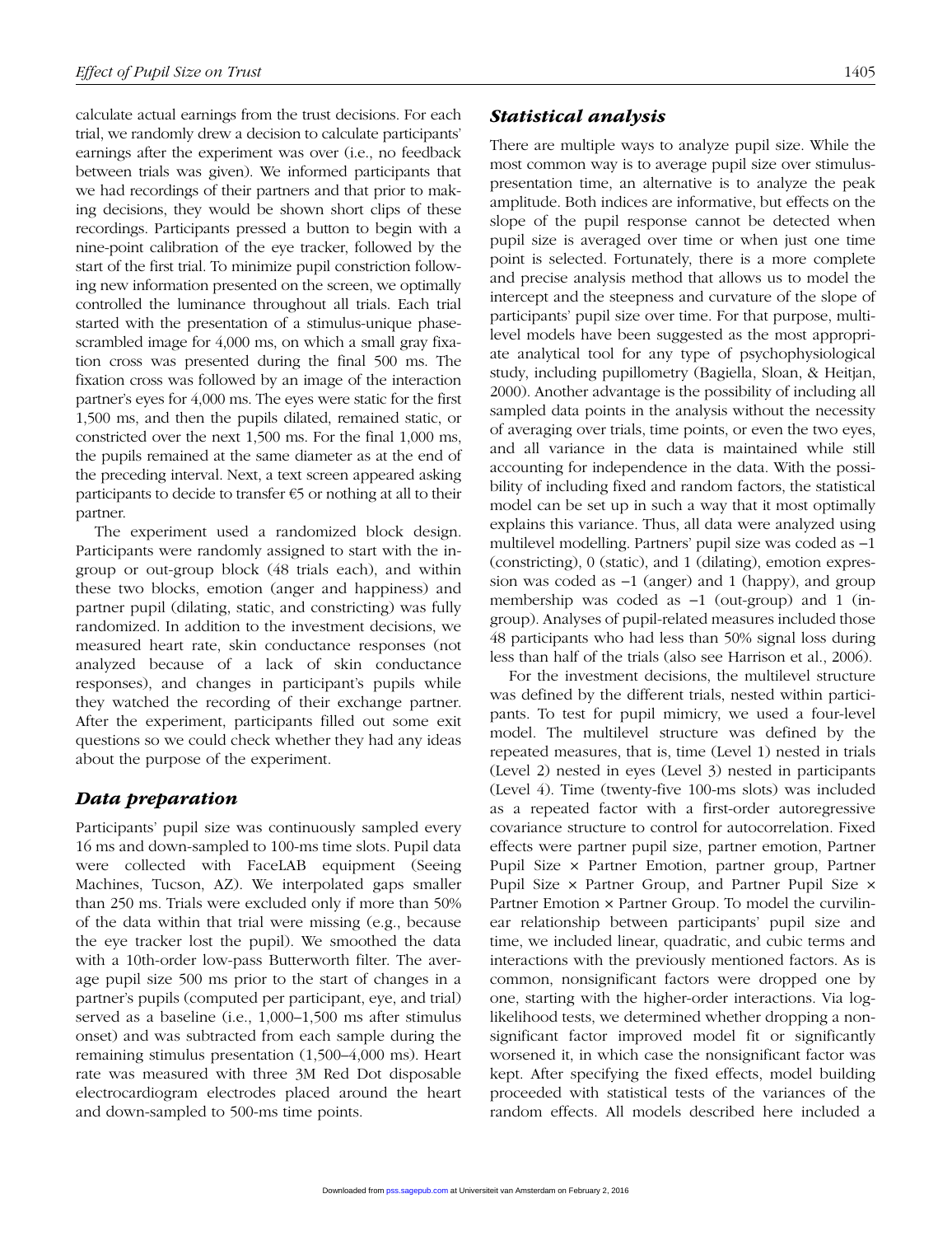calculate actual earnings from the trust decisions. For each trial, we randomly drew a decision to calculate participants' earnings after the experiment was over (i.e., no feedback between trials was given). We informed participants that we had recordings of their partners and that prior to making decisions, they would be shown short clips of these recordings. Participants pressed a button to begin with a nine-point calibration of the eye tracker, followed by the start of the first trial. To minimize pupil constriction following new information presented on the screen, we optimally controlled the luminance throughout all trials. Each trial started with the presentation of a stimulus-unique phase-scrambled image for 4,000 ms, on which a small gray fixation cross was presented during the final 500 ms. The fixation cross was followed by an image of the interaction partner's eyes for 4,000 ms. The eyes were static for the first 1,500 ms, and then the pupils dilated, remained static, or constricted over the next 1,500 ms. For the final 1,000 ms, the pupils remained at the same diameter as at the end of the preceding interval. Next, a text screen appeared asking participants to decide to transfer €5 or nothing at all to their partner.

The experiment used a randomized block design. Participants were randomly assigned to start with the in-group or out-group block (48 trials each), and within these two blocks, emotion (anger and happiness) and partner pupil (dilating, static, and constricting) was fully randomized. In addition to the investment decisions, we measured heart rate, skin conductance responses (not analyzed because of a lack of skin conductance responses), and changes in participant's pupils while they watched the recording of their exchange partner. After the experiment, participants filled out some exit questions so we could check whether they had any ideas about the purpose of the experiment.

### *Data preparation*

Participants' pupil size was continuously sampled every 16 ms and down-sampled to 100-ms time slots. Pupil data were collected with FaceLAB equipment (Seeing Machines, Tucson, AZ). We interpolated gaps smaller than 250 ms. Trials were excluded only if more than 50% of the data within that trial were missing (e.g., because the eye tracker lost the pupil). We smoothed the data with a 10th-order low-pass Butterworth filter. The average pupil size 500 ms prior to the start of changes in a partner's pupils (computed per participant, eye, and trial) served as a baseline (i.e., 1,000–1,500 ms after stimulus onset) and was subtracted from each sample during the remaining stimulus presentation (1,500–4,000 ms). Heart rate was measured with three 3M Red Dot disposable electrocardiogram electrodes placed around the heart and down-sampled to 500-ms time points.

### *Statistical analysis*

There are multiple ways to analyze pupil size. While the most common way is to average pupil size over stimulus-presentation time, an alternative is to analyze the peak amplitude. Both indices are informative, but effects on the slope of the pupil response cannot be detected when pupil size is averaged over time or when just one time point is selected. Fortunately, there is a more complete and precise analysis method that allows us to model the intercept and the steepness and curvature of the slope of participants' pupil size over time. For that purpose, multilevel models have been suggested as the most appropriate analytical tool for any type of psychophysiological study, including pupillometry (Bagiella, Sloan, & Heitjan, 2000). Another advantage is the possibility of including all sampled data points in the analysis without the necessity of averaging over trials, time points, or even the two eyes, and all variance in the data is maintained while still accounting for independence in the data. With the possibility of including fixed and random factors, the statistical model can be set up in such a way that it most optimally explains this variance. Thus, all data were analyzed using multilevel modelling. Partners' pupil size was coded as −1 (constricting), 0 (static), and 1 (dilating), emotion expression was coded as −1 (anger) and 1 (happy), and group membership was coded as −1 (out-group) and 1 (in-group). Analyses of pupil-related measures included those 48 participants who had less than 50% signal loss during less than half of the trials (also see Harrison et al., 2006).

For the investment decisions, the multilevel structure was defined by the different trials, nested within participants. To test for pupil mimicry, we used a four-level model. The multilevel structure was defined by the repeated measures, that is, time (Level 1) nested in trials (Level 2) nested in eyes (Level 3) nested in participants (Level 4). Time (twenty-five 100-ms slots) was included as a repeated factor with a first-order autoregressive covariance structure to control for autocorrelation. Fixed effects were partner pupil size, partner emotion, Partner Pupil Size × Partner Emotion, partner group, Partner Pupil Size × Partner Group, and Partner Pupil Size × Partner Emotion × Partner Group. To model the curvilinear relationship between participants' pupil size and time, we included linear, quadratic, and cubic terms and interactions with the previously mentioned factors. As is common, nonsignificant factors were dropped one by one, starting with the higher-order interactions. Via log-likelihood tests, we determined whether dropping a nonsignificant factor improved model fit or significantly worsened it, in which case the nonsignificant factor was kept. After specifying the fixed effects, model building proceeded with statistical tests of the variances of the random effects. All models described here included a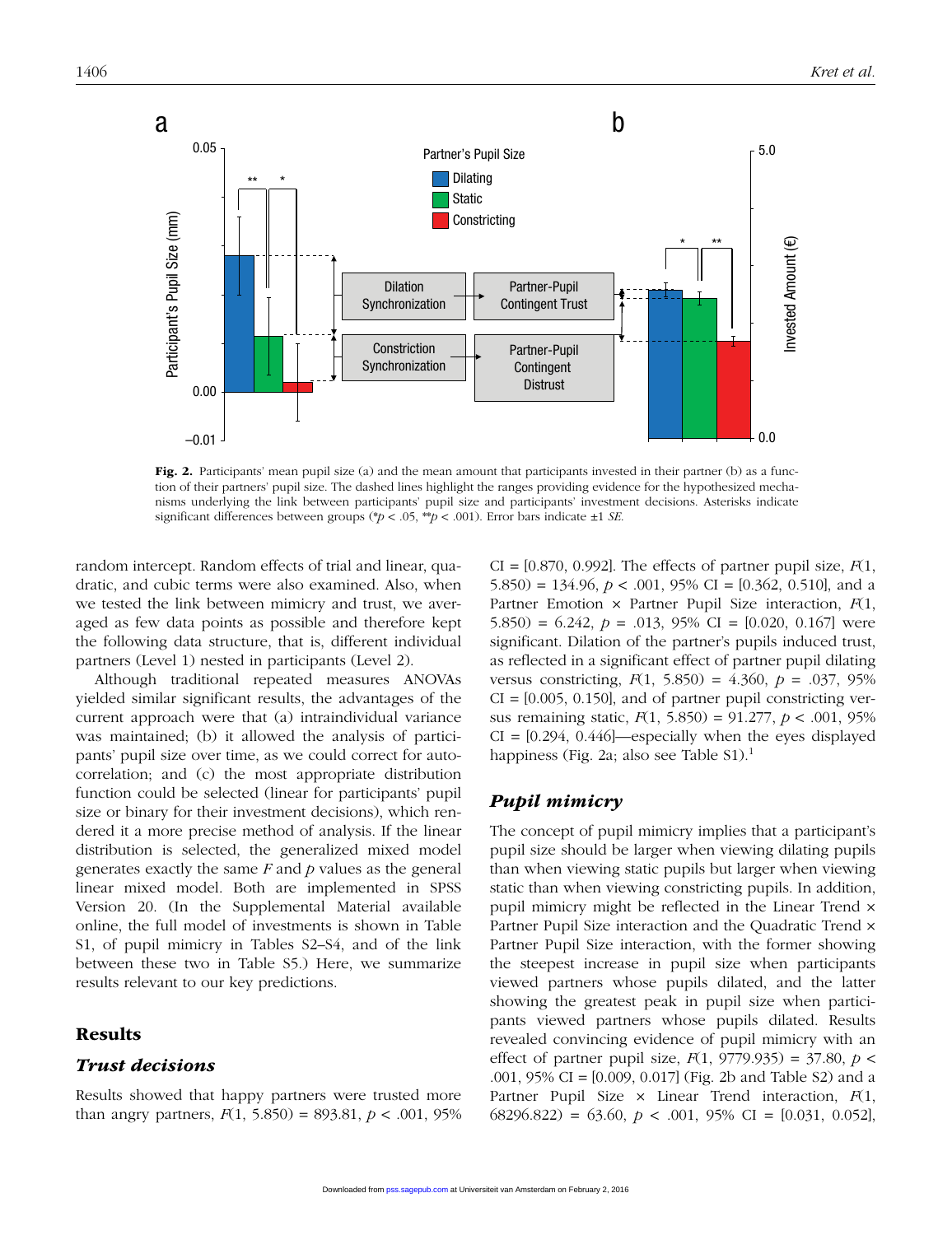**Fig. 2.** Participants' mean pupil size (a) and the mean amount that participants invested in their partner (b) as a function of their partners' pupil size. The dashed lines highlight the ranges providing evidence for the hypothesized mechanisms underlying the link between participants' pupil size and participants' investment decisions. Asterisks indicate significant differences between groups (* $p < .05$, ** $p < .001$). Error bars indicate ±1 *SE*.

random intercept. Random effects of trial and linear, quadratic, and cubic terms were also examined. Also, when we tested the link between mimicry and trust, we averaged as few data points as possible and therefore kept the following data structure, that is, different individual partners (Level 1) nested in participants (Level 2).

Although traditional repeated measures ANOVAs yielded similar significant results, the advantages of the current approach were that (a) intraindividual variance was maintained; (b) it allowed the analysis of participants' pupil size over time, as we could correct for autocorrelation; and (c) the most appropriate distribution function could be selected (linear for participants' pupil size or binary for their investment decisions), which rendered it a more precise method of analysis. If the linear distribution is selected, the generalized mixed model generates exactly the same $F$ and $p$ values as the general linear mixed model. Both are implemented in SPSS Version 20. (In the Supplemental Material available online, the full model of investments is shown in Table S1, of pupil mimicry in Tables S2–S4, and of the link between these two in Table S5.) Here, we summarize results relevant to our key predictions.

## Results

### Trust decisions

Results showed that happy partners were trusted more than angry partners, $F(1, 5.850) = 893.81$, $p < .001$, 95% CI = [0.870, 0.992]. The effects of partner pupil size, $F(1, 5.850) = 134.96$, $p < .001$, 95% CI = [0.362, 0.510], and a Partner Emotion × Partner Pupil Size interaction, $F(1, 5.850) = 6.242$, $p = .013$, 95% CI = [0.020, 0.167] were significant. Dilation of the partner's pupils induced trust, as reflected in a significant effect of partner pupil dilating versus constricting, $F(1, 5.850) = 4.360$, $p = .037$, 95% CI = [0.005, 0.150], and of partner pupil constricting versus remaining static, $F(1, 5.850) = 91.277$, $p < .001$, 95% CI = [0.294, 0.446]—especially when the eyes displayed happiness (Fig. 2a; also see Table S1).[1]

### Pupil mimicry

The concept of pupil mimicry implies that a participant's pupil size should be larger when viewing dilating pupils than when viewing static pupils but larger when viewing static than when viewing constricting pupils. In addition, pupil mimicry might be reflected in the Linear Trend × Partner Pupil Size interaction and the Quadratic Trend × Partner Pupil Size interaction, with the former showing the steepest increase in pupil size when participants viewed partners whose pupils dilated, and the latter showing the greatest peak in pupil size when participants viewed partners whose pupils dilated. Results revealed convincing evidence of pupil mimicry with an effect of partner pupil size, $F(1, 9779.935) = 37.80$, $p < .001$, 95% CI = [0.009, 0.017] (Fig. 2b and Table S2) and a Partner Pupil Size × Linear Trend interaction, $F(1, 68296.822) = 63.60$, $p < .001$, 95% CI = [0.031, 0.052],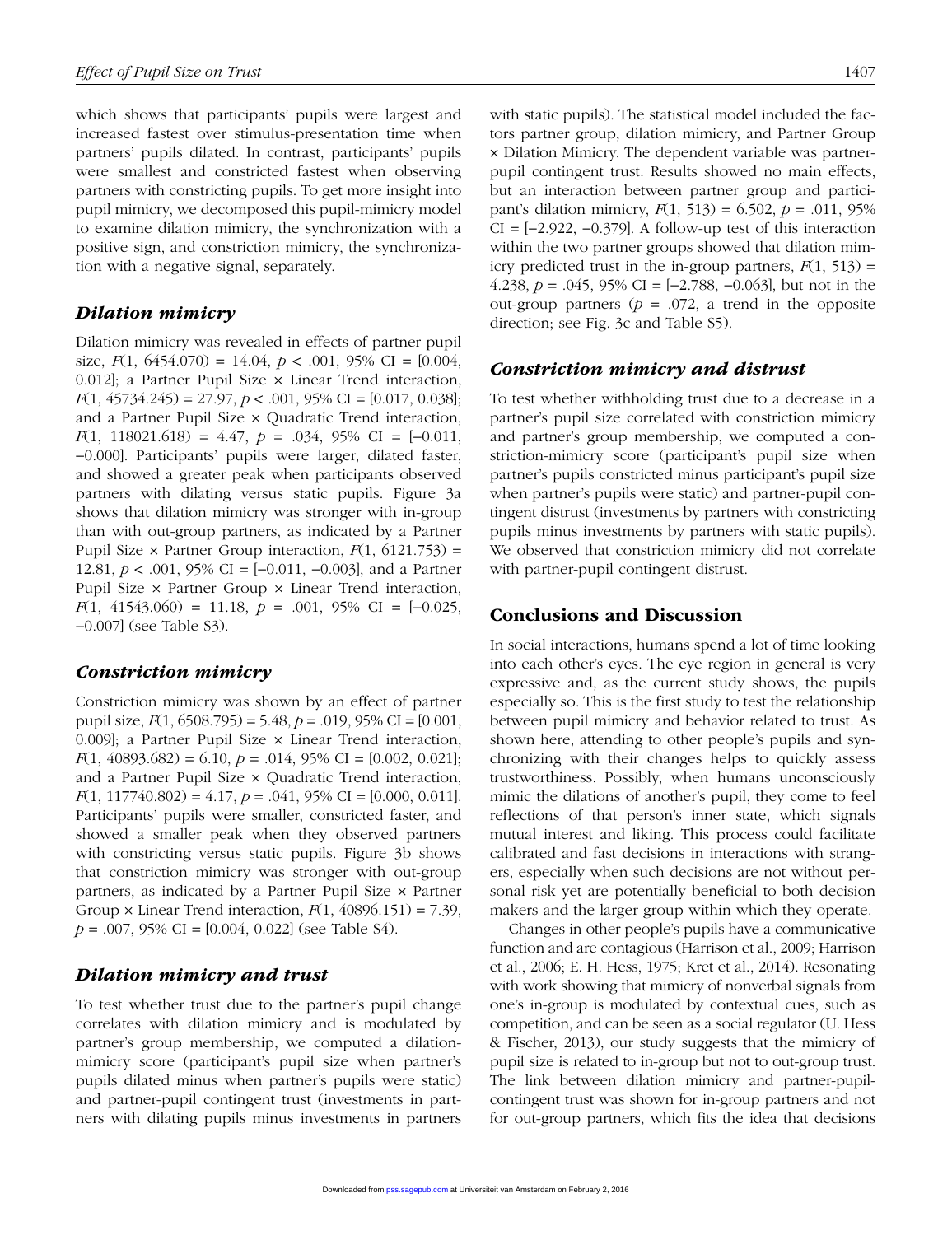which shows that participants' pupils were largest and increased fastest over stimulus-presentation time when partners' pupils dilated. In contrast, participants' pupils were smallest and constricted fastest when observing partners with constricting pupils. To get more insight into pupil mimicry, we decomposed this pupil-mimicry model to examine dilation mimicry, the synchronization with a positive sign, and constriction mimicry, the synchronization with a negative signal, separately.

### *Dilation mimicry*

Dilation mimicry was revealed in effects of partner pupil size, $F(1, 6454.070) = 14.04$, $p < .001$, 95% CI = [0.004, 0.012]; a Partner Pupil Size × Linear Trend interaction, $F(1, 45734.245) = 27.97$, $p < .001$, 95% CI = [0.017, 0.038]; and a Partner Pupil Size × Quadratic Trend interaction, $F(1, 118021.618) = 4.47$, $p = .034$, 95% CI = [−0.011, −0.000]. Participants' pupils were larger, dilated faster, and showed a greater peak when participants observed partners with dilating versus static pupils. Figure 3a shows that dilation mimicry was stronger with in-group than with out-group partners, as indicated by a Partner Pupil Size × Partner Group interaction, $F(1, 6121.753) = 12.81$, $p < .001$, 95% CI = [−0.011, −0.003], and a Partner Pupil Size × Partner Group × Linear Trend interaction, $F(1, 41543.060) = 11.18$, $p = .001$, 95% CI = [−0.025, −0.007] (see Table S3).

### *Constriction mimicry*

Constriction mimicry was shown by an effect of partner pupil size, $F(1, 6508.795) = 5.48$, $p = .019$, 95% CI = [0.001, 0.009]; a Partner Pupil Size × Linear Trend interaction, $F(1, 40893.682) = 6.10$, $p = .014$, 95% CI = [0.002, 0.021]; and a Partner Pupil Size × Quadratic Trend interaction, $F(1, 117740.802) = 4.17$, $p = .041$, 95% CI = [0.000, 0.011]. Participants' pupils were smaller, constricted faster, and showed a smaller peak when they observed partners with constricting versus static pupils. Figure 3b shows that constriction mimicry was stronger with out-group partners, as indicated by a Partner Pupil Size × Partner Group × Linear Trend interaction, $F(1, 40896.151) = 7.39$, $p = .007$, 95% CI = [0.004, 0.022] (see Table S4).

### *Dilation mimicry and trust*

To test whether trust due to the partner's pupil change correlates with dilation mimicry and is modulated by partner's group membership, we computed a dilation-mimicry score (participant's pupil size when partner's pupils dilated minus when partner's pupils were static) and partner-pupil contingent trust (investments in partners with dilating pupils minus investments in partners with static pupils). The statistical model included the factors partner group, dilation mimicry, and Partner Group × Dilation Mimicry. The dependent variable was partner-pupil contingent trust. Results showed no main effects, but an interaction between partner group and participant's dilation mimicry, $F(1, 513) = 6.502$, $p = .011$, 95% CI = [−2.922, −0.379]. A follow-up test of this interaction within the two partner groups showed that dilation mimicry predicted trust in the in-group partners, $F(1, 513) = 4.238$, $p = .045$, 95% CI = [−2.788, −0.063], but not in the out-group partners ($p = .072$, a trend in the opposite direction; see Fig. 3c and Table S5).

### *Constriction mimicry and distrust*

To test whether withholding trust due to a decrease in a partner's pupil size correlated with constriction mimicry and partner's group membership, we computed a constriction-mimicry score (participant's pupil size when partner's pupils constricted minus participant's pupil size when partner's pupils were static) and partner-pupil contingent distrust (investments by partners with constricting pupils minus investments by partners with static pupils). We observed that constriction mimicry did not correlate with partner-pupil contingent distrust.

## Conclusions and Discussion

In social interactions, humans spend a lot of time looking into each other's eyes. The eye region in general is very expressive and, as the current study shows, the pupils especially so. This is the first study to test the relationship between pupil mimicry and behavior related to trust. As shown here, attending to other people's pupils and synchronizing with their changes helps to quickly assess trustworthiness. Possibly, when humans unconsciously mimic the dilations of another's pupil, they come to feel reflections of that person's inner state, which signals mutual interest and liking. This process could facilitate calibrated and fast decisions in interactions with strangers, especially when such decisions are not without personal risk yet are potentially beneficial to both decision makers and the larger group within which they operate.

Changes in other people's pupils have a communicative function and are contagious (Harrison et al., 2009; Harrison et al., 2006; E. H. Hess, 1975; Kret et al., 2014). Resonating with work showing that mimicry of nonverbal signals from one's in-group is modulated by contextual cues, such as competition, and can be seen as a social regulator (U. Hess & Fischer, 2013), our study suggests that the mimicry of pupil size is related to in-group but not to out-group trust. The link between dilation mimicry and partner-pupil-contingent trust was shown for in-group partners and not for out-group partners, which fits the idea that decisions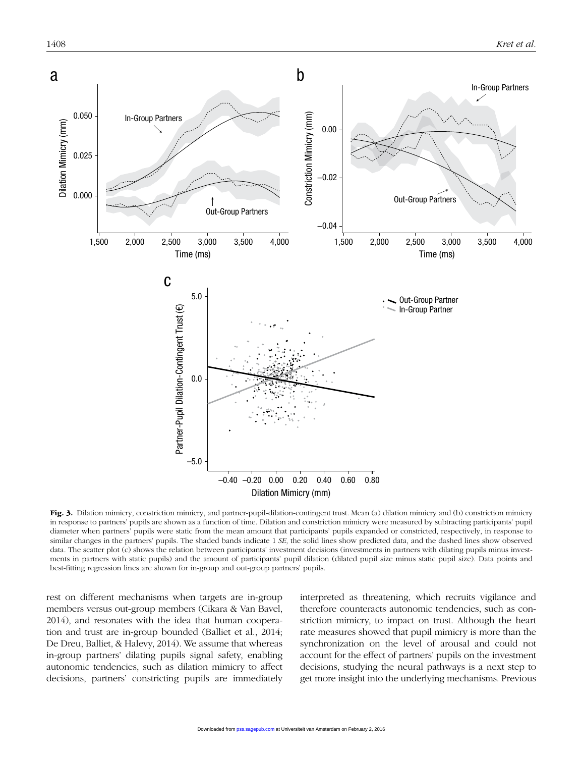**Fig. 3.** Dilation mimicry, constriction mimicry, and partner-pupil-dilation-contingent trust. Mean (a) dilation mimicry and (b) constriction mimicry in response to partners' pupils are shown as a function of time. Dilation and constriction mimicry were measured by subtracting participants' pupil diameter when partners' pupils were static from the mean amount that participants' pupils expanded or constricted, respectively, in response to similar changes in the partners' pupils. The shaded bands indicate 1 *SE*, the solid lines show predicted data, and the dashed lines show observed data. The scatter plot (c) shows the relation between participants' investment decisions (investments in partners with dilating pupils minus investments in partners with static pupils) and the amount of participants' pupil dilation (dilated pupil size minus static pupil size). Data points and best-fitting regression lines are shown for in-group and out-group partners' pupils.

rest on different mechanisms when targets are in-group members versus out-group members (Cikara & Van Bavel, 2014), and resonates with the idea that human cooperation and trust are in-group bounded (Balliet et al., 2014; De Dreu, Balliet, & Halevy, 2014). We assume that whereas in-group partners' dilating pupils signal safety, enabling autonomic tendencies, such as dilation mimicry to affect decisions, partners' constricting pupils are immediately interpreted as threatening, which recruits vigilance and therefore counteracts autonomic tendencies, such as constriction mimicry, to impact on trust. Although the heart rate measures showed that pupil mimicry is more than the synchronization on the level of arousal and could not account for the effect of partners' pupils on the investment decisions, studying the neural pathways is a next step to get more insight into the underlying mechanisms. Previous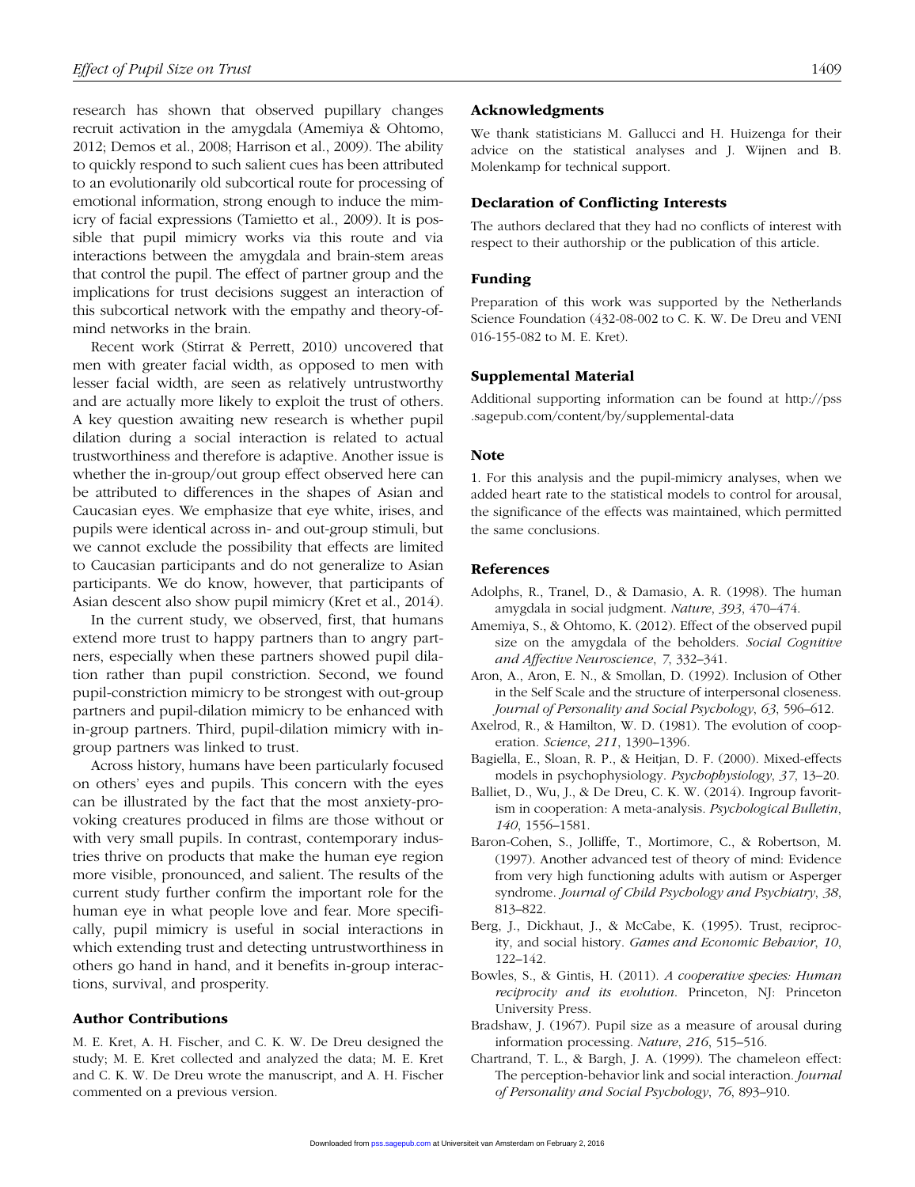research has shown that observed pupillary changes recruit activation in the amygdala (Amemiya & Ohtomo, 2012; Demos et al., 2008; Harrison et al., 2009). The ability to quickly respond to such salient cues has been attributed to an evolutionarily old subcortical route for processing of emotional information, strong enough to induce the mimicry of facial expressions (Tamietto et al., 2009). It is possible that pupil mimicry works via this route and via interactions between the amygdala and brain-stem areas that control the pupil. The effect of partner group and the implications for trust decisions suggest an interaction of this subcortical network with the empathy and theory-of-mind networks in the brain.

Recent work (Stirrat & Perrett, 2010) uncovered that men with greater facial width, as opposed to men with lesser facial width, are seen as relatively untrustworthy and are actually more likely to exploit the trust of others. A key question awaiting new research is whether pupil dilation during a social interaction is related to actual trustworthiness and therefore is adaptive. Another issue is whether the in-group/out group effect observed here can be attributed to differences in the shapes of Asian and Caucasian eyes. We emphasize that eye white, irises, and pupils were identical across in- and out-group stimuli, but we cannot exclude the possibility that effects are limited to Caucasian participants and do not generalize to Asian participants. We do know, however, that participants of Asian descent also show pupil mimicry (Kret et al., 2014).

In the current study, we observed, first, that humans extend more trust to happy partners than to angry partners, especially when these partners showed pupil dilation rather than pupil constriction. Second, we found pupil-constriction mimicry to be strongest with out-group partners and pupil-dilation mimicry to be enhanced with in-group partners. Third, pupil-dilation mimicry with in-group partners was linked to trust.

Across history, humans have been particularly focused on others' eyes and pupils. This concern with the eyes can be illustrated by the fact that the most anxiety-provoking creatures produced in films are those without or with very small pupils. In contrast, contemporary industries thrive on products that make the human eye region more visible, pronounced, and salient. The results of the current study further confirm the important role for the human eye in what people love and fear. More specifically, pupil mimicry is useful in social interactions in which extending trust and detecting untrustworthiness in others go hand in hand, and it benefits in-group interactions, survival, and prosperity.

## Author Contributions

M. E. Kret, A. H. Fischer, and C. K. W. De Dreu designed the study; M. E. Kret collected and analyzed the data; M. E. Kret and C. K. W. De Dreu wrote the manuscript, and A. H. Fischer commented on a previous version.

## Acknowledgments

We thank statisticians M. Gallucci and H. Huizenga for their advice on the statistical analyses and J. Wijnen and B. Molenkamp for technical support.

## Declaration of Conflicting Interests

The authors declared that they had no conflicts of interest with respect to their authorship or the publication of this article.

## Funding

Preparation of this work was supported by the Netherlands Science Foundation (432-08-002 to C. K. W. De Dreu and VENI 016-155-082 to M. E. Kret).

## Supplemental Material

Additional supporting information can be found at http://pss.sagepub.com/content/by/supplemental-data

## Note

1. For this analysis and the pupil-mimicry analyses, when we added heart rate to the statistical models to control for arousal, the significance of the effects was maintained, which permitted the same conclusions.

## References

Adolphs, R., Tranel, D., & Damasio, A. R. (1998). The human amygdala in social judgment. *Nature*, *393*, 470–474.

Amemiya, S., & Ohtomo, K. (2012). Effect of the observed pupil size on the amygdala of the beholders. *Social Cognitive and Affective Neuroscience*, *7*, 332–341.

Aron, A., Aron, E. N., & Smollan, D. (1992). Inclusion of Other in the Self Scale and the structure of interpersonal closeness. *Journal of Personality and Social Psychology*, *63*, 596–612.

Axelrod, R., & Hamilton, W. D. (1981). The evolution of cooperation. *Science*, *211*, 1390–1396.

Bagiella, E., Sloan, R. P., & Heitjan, D. F. (2000). Mixed-effects models in psychophysiology. *Psychophysiology*, *37*, 13–20.

Balliet, D., Wu, J., & De Dreu, C. K. W. (2014). Ingroup favoritism in cooperation: A meta-analysis. *Psychological Bulletin*, *140*, 1556–1581.

Baron-Cohen, S., Jolliffe, T., Mortimore, C., & Robertson, M. (1997). Another advanced test of theory of mind: Evidence from very high functioning adults with autism or Asperger syndrome. *Journal of Child Psychology and Psychiatry*, *38*, 813–822.

Berg, J., Dickhaut, J., & McCabe, K. (1995). Trust, reciprocity, and social history. *Games and Economic Behavior*, *10*, 122–142.

Bowles, S., & Gintis, H. (2011). *A cooperative species: Human reciprocity and its evolution*. Princeton, NJ: Princeton University Press.

Bradshaw, J. (1967). Pupil size as a measure of arousal during information processing. *Nature*, *216*, 515–516.

Chartrand, T. L., & Bargh, J. A. (1999). The chameleon effect: The perception-behavior link and social interaction. *Journal of Personality and Social Psychology*, *76*, 893–910.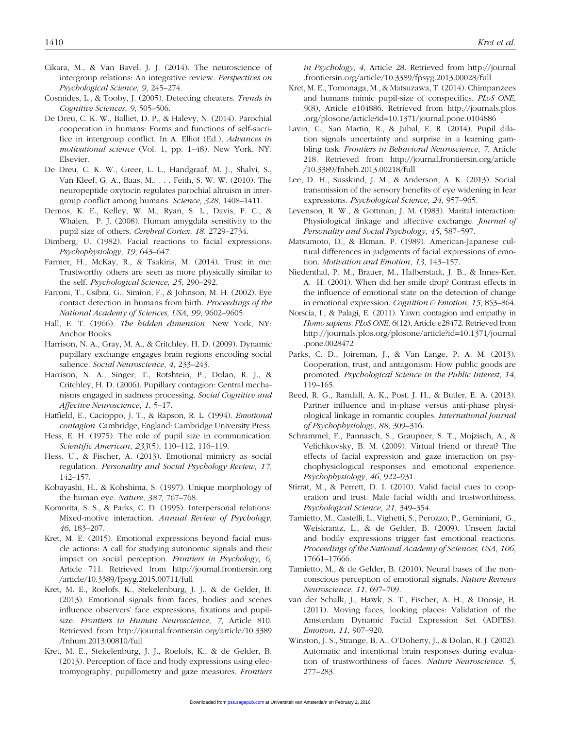Cikara, M., & Van Bavel, J. J. (2014). The neuroscience of intergroup relations: An integrative review. *Perspectives on Psychological Science*, *9*, 245–274.

Cosmides, L., & Tooby, J. (2005). Detecting cheaters. *Trends in Cognitive Sciences*, *9*, 505–506.

De Dreu, C. K. W., Balliet, D. P., & Halevy, N. (2014). Parochial cooperation in humans: Forms and functions of self-sacrifice in intergroup conflict. In A. Elliot (Ed.), *Advances in motivational science* (Vol. 1, pp. 1–48). New York, NY: Elsevier.

De Dreu, C. K. W., Greer, L. L., Handgraaf, M. J., Shalvi, S., Van Kleef, G. A., Baas, M., . . . Feith, S. W. W. (2010). The neuropeptide oxytocin regulates parochial altruism in intergroup conflict among humans. *Science*, *328*, 1408–1411.

Demos, K. E., Kelley, W. M., Ryan, S. L., Davis, F. C., & Whalen, P. J. (2008). Human amygdala sensitivity to the pupil size of others. *Cerebral Cortex*, *18*, 2729–2734.

Dimberg, U. (1982). Facial reactions to facial expressions. *Psychophysiology*, *19*, 643–647.

Farmer, H., McKay, R., & Tsakiris, M. (2014). Trust in me: Trustworthy others are seen as more physically similar to the self. *Psychological Science*, *25*, 290–292.

Farroni, T., Csibra, G., Simion, F., & Johnson, M. H. (2002). Eye contact detection in humans from birth. *Proceedings of the National Academy of Sciences, USA*, *99*, 9602–9605.

Hall, E. T. (1966). *The hidden dimension*. New York, NY: Anchor Books.

Harrison, N. A., Gray, M. A., & Critchley, H. D. (2009). Dynamic pupillary exchange engages brain regions encoding social salience. *Social Neuroscience*, *4*, 233–243.

Harrison, N. A., Singer, T., Rotshtein, P., Dolan, R. J., & Critchley, H. D. (2006). Pupillary contagion: Central mechanisms engaged in sadness processing. *Social Cognitive and Affective Neuroscience*, *1*, 5–17.

Hatfield, E., Cacioppo, J. T., & Rapson, R. L. (1994). *Emotional contagion*. Cambridge, England: Cambridge University Press.

Hess, E. H. (1975). The role of pupil size in communication. *Scientific American*, *233*(5), 110–112, 116–119.

Hess, U., & Fischer, A. (2013). Emotional mimicry as social regulation. *Personality and Social Psychology Review*, *17*, 142–157.

Kobayashi, H., & Kohshima, S. (1997). Unique morphology of the human eye. *Nature*, *387*, 767–768.

Komorita, S. S., & Parks, C. D. (1995). Interpersonal relations: Mixed-motive interaction. *Annual Review of Psychology*, *46*, 183–207.

Kret, M. E. (2015). Emotional expressions beyond facial muscle actions: A call for studying autonomic signals and their impact on social perception. *Frontiers in Psychology*, *6*, Article 711. Retrieved from http://journal.frontiersin.org/article/10.3389/fpsyg.2015.00711/full

Kret, M. E., Roelofs, K., Stekelenburg, J. J., & de Gelder, B. (2013). Emotional signals from faces, bodies and scenes influence observers' face expressions, fixations and pupil-size. *Frontiers in Human Neuroscience*, *7*, Article 810. Retrieved from http://journal.frontiersin.org/article/10.3389/fnhum.2013.00810/full

Kret, M. E., Stekelenburg, J. J., Roelofs, K., & de Gelder, B. (2013). Perception of face and body expressions using electromyography, pupillometry and gaze measures. *Frontiers in Psychology*, *4*, Article 28. Retrieved from http://journal.frontiersin.org/article/10.3389/fpsyg.2013.00028/full

Kret, M. E., Tomonaga, M., & Matsuzawa, T. (2014). Chimpanzees and humans mimic pupil-size of conspecifics. *PLoS ONE*, *9*(8), Article e104886. Retrieved from http://journals.plos.org/plosone/article?id=10.1371/journal.pone.0104886

Lavin, C., San Martin, R., & Jubal, E. R. (2014). Pupil dilation signals uncertainty and surprise in a learning gambling task. *Frontiers in Behavioral Neuroscience*, *7*, Article 218. Retrieved from http://journal.frontiersin.org/article/10.3389/fnbeh.2013.00218/full

Lee, D. H., Susskind, J. M., & Anderson, A. K. (2013). Social transmission of the sensory benefits of eye widening in fear expressions. *Psychological Science*, *24*, 957–965.

Levenson, R. W., & Gottman, J. M. (1983). Marital interaction: Physiological linkage and affective exchange. *Journal of Personality and Social Psychology*, *45*, 587–597.

Matsumoto, D., & Ekman, P. (1989). American-Japanese cultural differences in judgments of facial expressions of emotion. *Motivation and Emotion*, *13*, 143–157.

Niedenthal, P. M., Brauer, M., Halberstadt, J. B., & Innes-Ker, A. H. (2001). When did her smile drop? Contrast effects in the influence of emotional state on the detection of change in emotional expression. *Cognition & Emotion*, *15*, 853–864.

Norscia, I., & Palagi, E. (2011). Yawn contagion and empathy in *Homo sapiens*. *PLoS ONE*, *6*(12), Article e28472. Retrieved from http://journals.plos.org/plosone/article?id=10.1371/journal.pone.0028472

Parks, C. D., Joireman, J., & Van Lange, P. A. M. (2013). Cooperation, trust, and antagonism: How public goods are promoted. *Psychological Science in the Public Interest*, *14*, 119–165.

Reed, R. G., Randall, A. K., Post, J. H., & Butler, E. A. (2013). Partner influence and in-phase versus anti-phase physiological linkage in romantic couples. *International Journal of Psychophysiology*, *88*, 309–316.

Schrammel, F., Pannasch, S., Graupner, S. T., Mojzisch, A., & Velichkovsky, B. M. (2009). Virtual friend or threat? The effects of facial expression and gaze interaction on psychophysiological responses and emotional experience. *Psychophysiology*, *46*, 922–931.

Stirrat, M., & Perrett, D. I. (2010). Valid facial cues to cooperation and trust: Male facial width and trustworthiness. *Psychological Science*, *21*, 349–354.

Tamietto, M., Castelli, L., Vighetti, S., Perozzo, P., Geminiani, G., Weiskrantz, L., & de Gelder, B. (2009). Unseen facial and bodily expressions trigger fast emotional reactions. *Proceedings of the National Academy of Sciences, USA*, *106*, 17661–17666.

Tamietto, M., & de Gelder, B. (2010). Neural bases of the nonconscious perception of emotional signals. *Nature Reviews Neuroscience*, *11*, 697–709.

van der Schalk, J., Hawk, S. T., Fischer, A. H., & Doosje, B. (2011). Moving faces, looking places: Validation of the Amsterdam Dynamic Facial Expression Set (ADFES). *Emotion*, *11*, 907–920.

Winston, J. S., Strange, B. A., O'Doherty, J., & Dolan, R. J. (2002). Automatic and intentional brain responses during evaluation of trustworthiness of faces. *Nature Neuroscience*, *5*, 277–283.